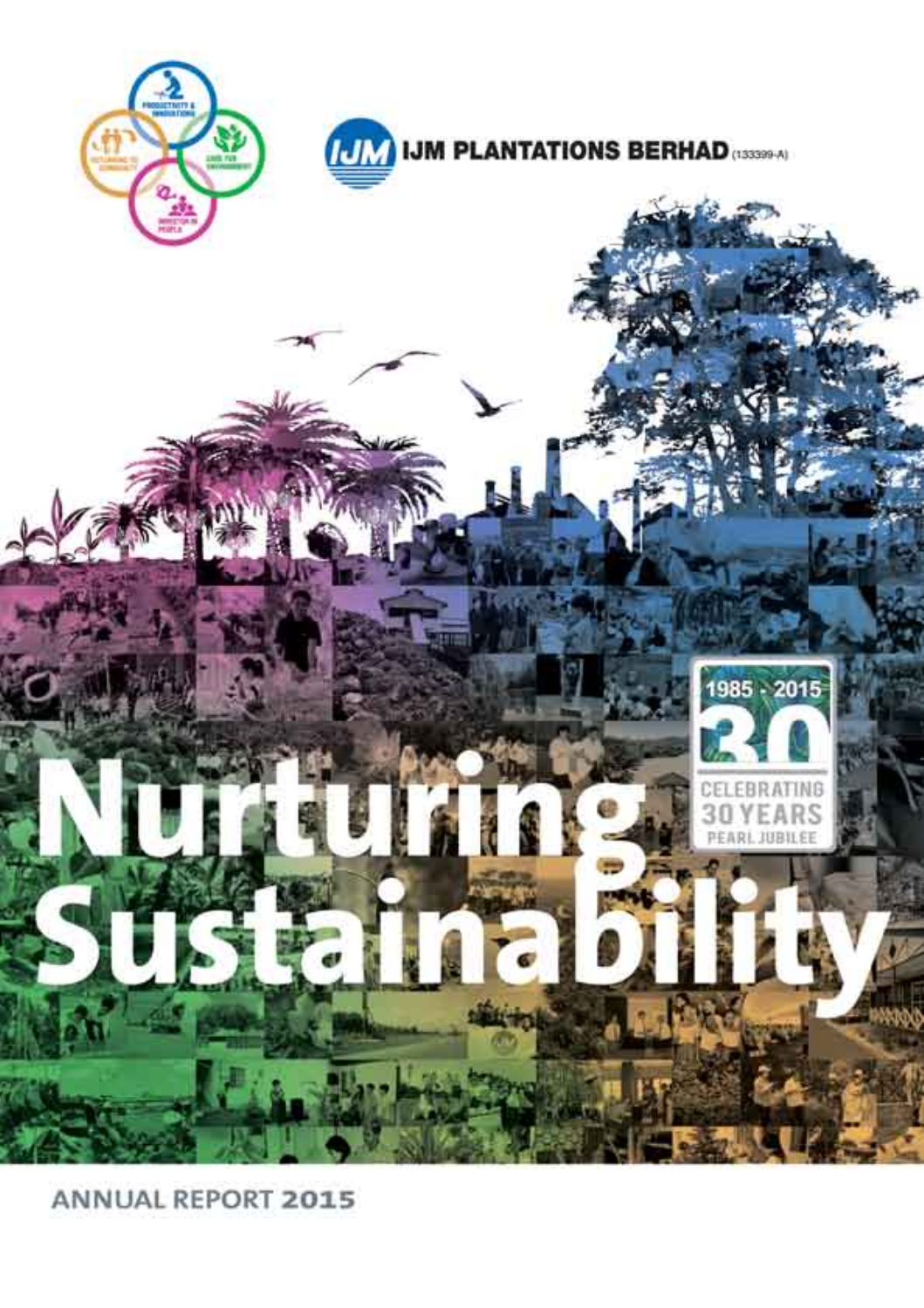IJM PLANTATIONS BERHAD (133399-A)

1985 - 2015

30

CELEBRATING 30 YEARS PEARL JUBILEE

# Nurturing Sustainability

ANNUAL REPORT 2015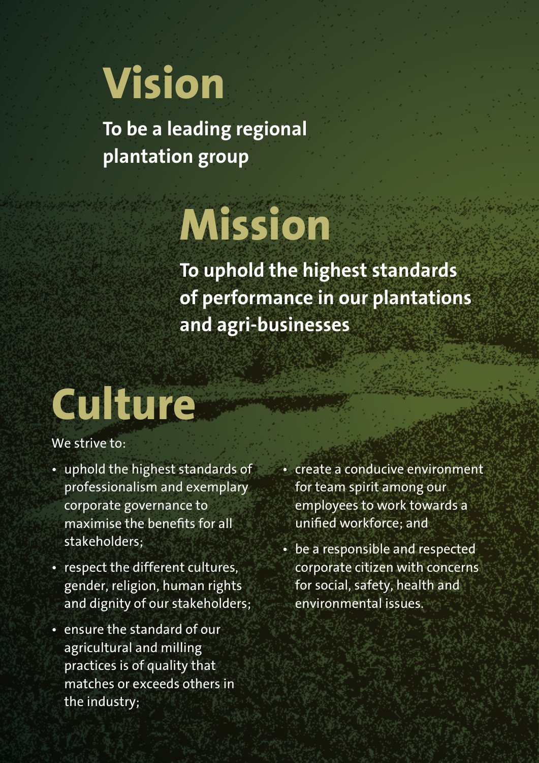# Vision

**To be a leading regional plantation group**

# Mission

**To uphold the highest standards of performance in our plantations and agri-businesses**

# Culture

We strive to:

- uphold the highest standards of professionalism and exemplary corporate governance to maximise the benefits for all stakeholders;
- respect the different cultures, gender, religion, human rights and dignity of our stakeholders;
- ensure the standard of our agricultural and milling practices is of quality that matches or exceeds others in the industry;
- create a conducive environment for team spirit among our employees to work towards a unified workforce; and
- be a responsible and respected corporate citizen with concerns for social, safety, health and environmental issues.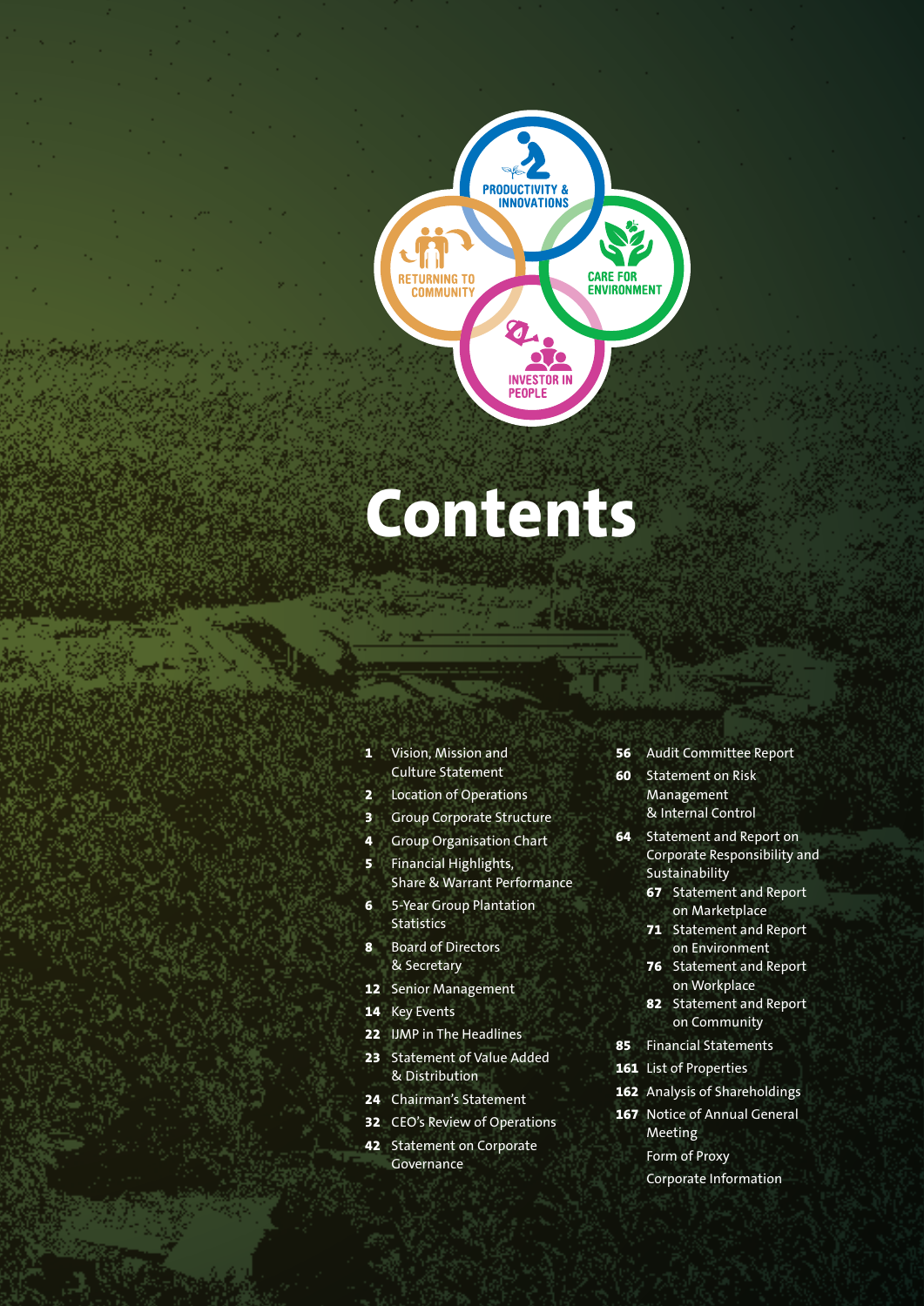PRODUCTIVITY & INNOVATIONS

RETURNING TO COMMUNITY

CARE FOR ENVIRONMENT

INVESTOR IN PEOPLE

# Contents

- **1** Vision, Mission and Culture Statement
- **2** Location of Operations
- **3** Group Corporate Structure
- **4** Group Organisation Chart
- **5** Financial Highlights, Share & Warrant Performance
- **6** 5-Year Group Plantation Statistics
- **8** Board of Directors & Secretary
- **12** Senior Management
- **14** Key Events
- **22** IJMP in The Headlines
- **23** Statement of Value Added & Distribution
- **24** Chairman's Statement
- **32** CEO's Review of Operations
- **42** Statement on Corporate Governance
- **56** Audit Committee Report
- **60** Statement on Risk Management & Internal Control
- **64** Statement and Report on Corporate Responsibility and Sustainability
  - **67** Statement and Report on Marketplace
  - **71** Statement and Report on Environment
  - **76** Statement and Report on Workplace
  - **82** Statement and Report on Community
- **85** Financial Statements
- **161** List of Properties
- **162** Analysis of Shareholdings
- **167** Notice of Annual General Meeting
- Form of Proxy
- Corporate Information